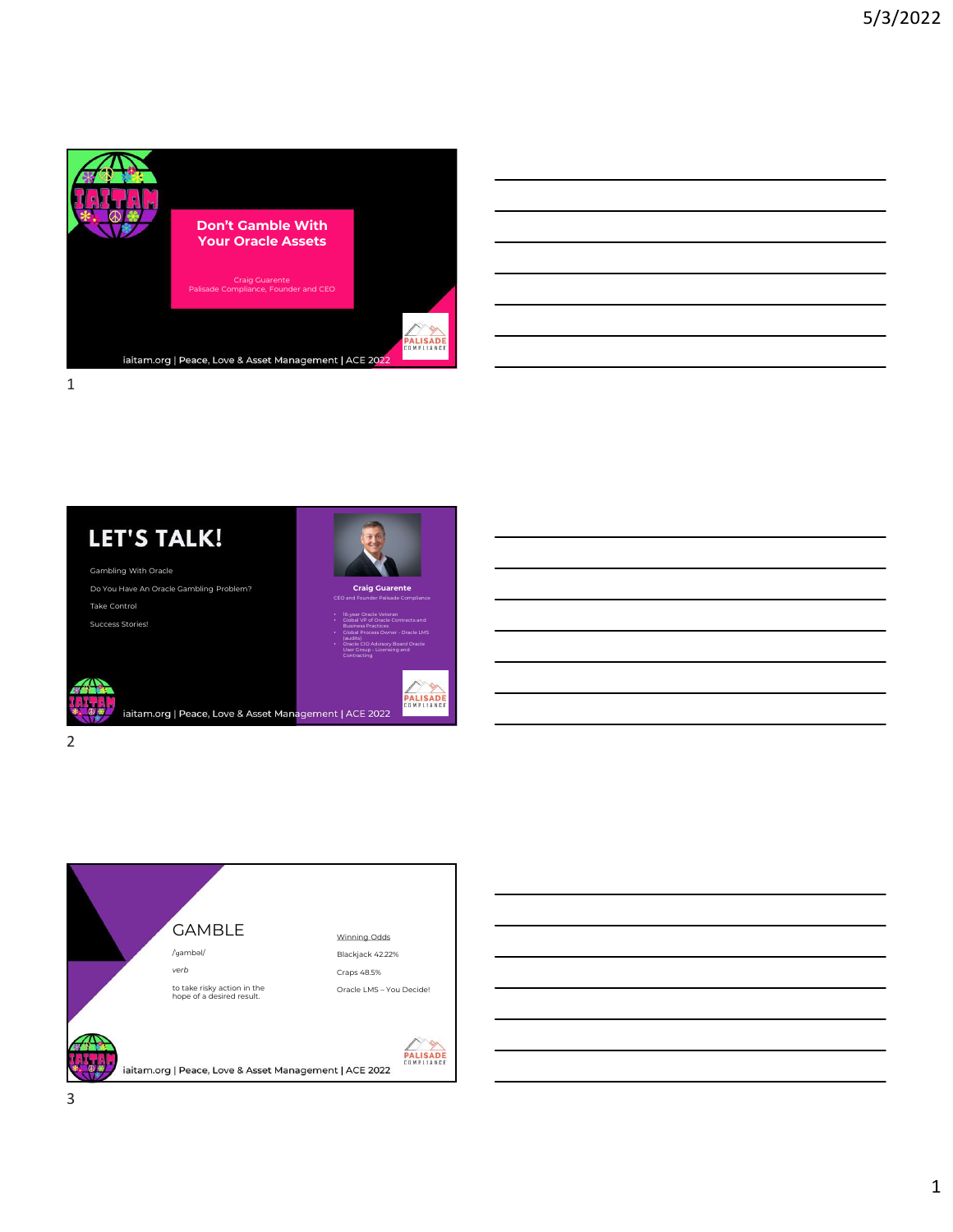# Don't Gamble With Your Oracle Assets

Craig Guarente
Palisade Compliance, Founder and CEO

iaitam.org | Peace, Love & Asset Management | ACE 2022

## LET'S TALK!

Gambling With Oracle

Do You Have An Oracle Gambling Problem?

Take Control

Success Stories!

**Craig Guarente**
CEO and Founder Palisade Compliance

- 16-year Oracle Veteran
- Global VP of Oracle Contracts and Business Practices
- Global Process Owner - Oracle LMS (audits)
- Oracle CIO Advisory Board Oracle User Group - Licensing and Contracting

iaitam.org | Peace, Love & Asset Management | ACE 2022

## GAMBLE

/gambal/

*verb*

to take risky action in the hope of a desired result.

Winning Odds

Blackjack 42.22%

Craps 48.5%

Oracle LMS – You Decide!

iaitam.org | Peace, Love & Asset Management | ACE 2022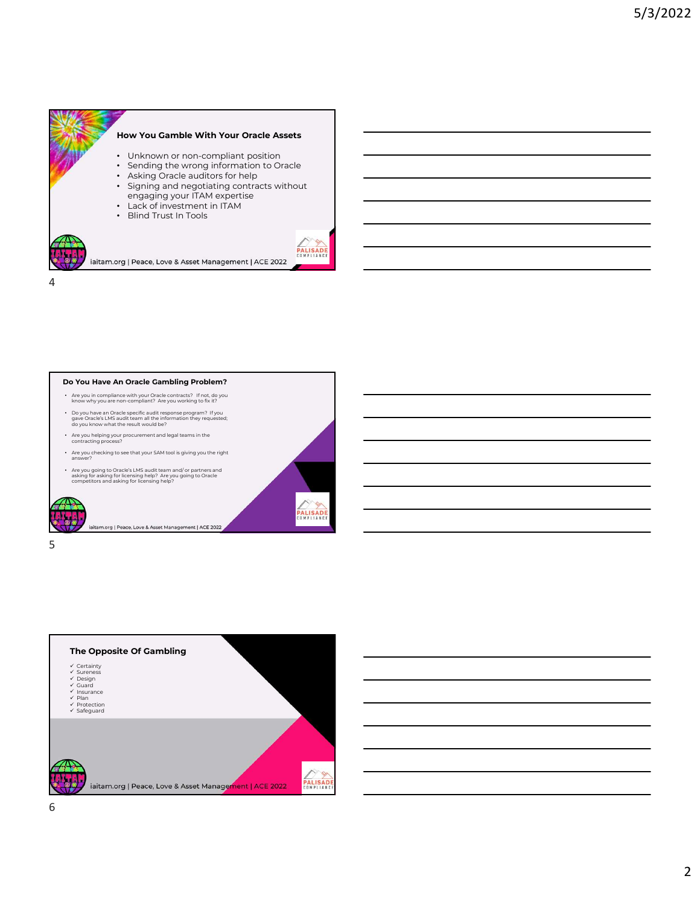## How You Gamble With Your Oracle Assets

- Unknown or non-compliant position
- Sending the wrong information to Oracle
- Asking Oracle auditors for help
- Signing and negotiating contracts without engaging your ITAM expertise
- Lack of investment in ITAM
- Blind Trust In Tools

iaitam.org | Peace, Love & Asset Management | ACE 2022

## Do You Have An Oracle Gambling Problem?

- Are you in compliance with your Oracle contracts? If not, do you know why you are non-compliant? Are you working to fix it?
- Do you have an Oracle specific audit response program? If you gave Oracle's LMS audit team all the information they requested; do you know what the result would be?
- Are you helping your procurement and legal teams in the contracting process?
- Are you checking to see that your SAM tool is giving you the right answer?
- Are you going to Oracle's LMS audit team and/ or partners and asking for asking for licensing help? Are you going to Oracle competitors and asking for licensing help?

iaitam.org | Peace, Love & Asset Management | ACE 2022

## The Opposite Of Gambling

- ✓ Certainty
- ✓ Sureness
- ✓ Design
- ✓ Guard
- ✓ Insurance
- ✓ Plan
- ✓ Protection
- ✓ Safeguard

iaitam.org | Peace, Love & Asset Management | ACE 2022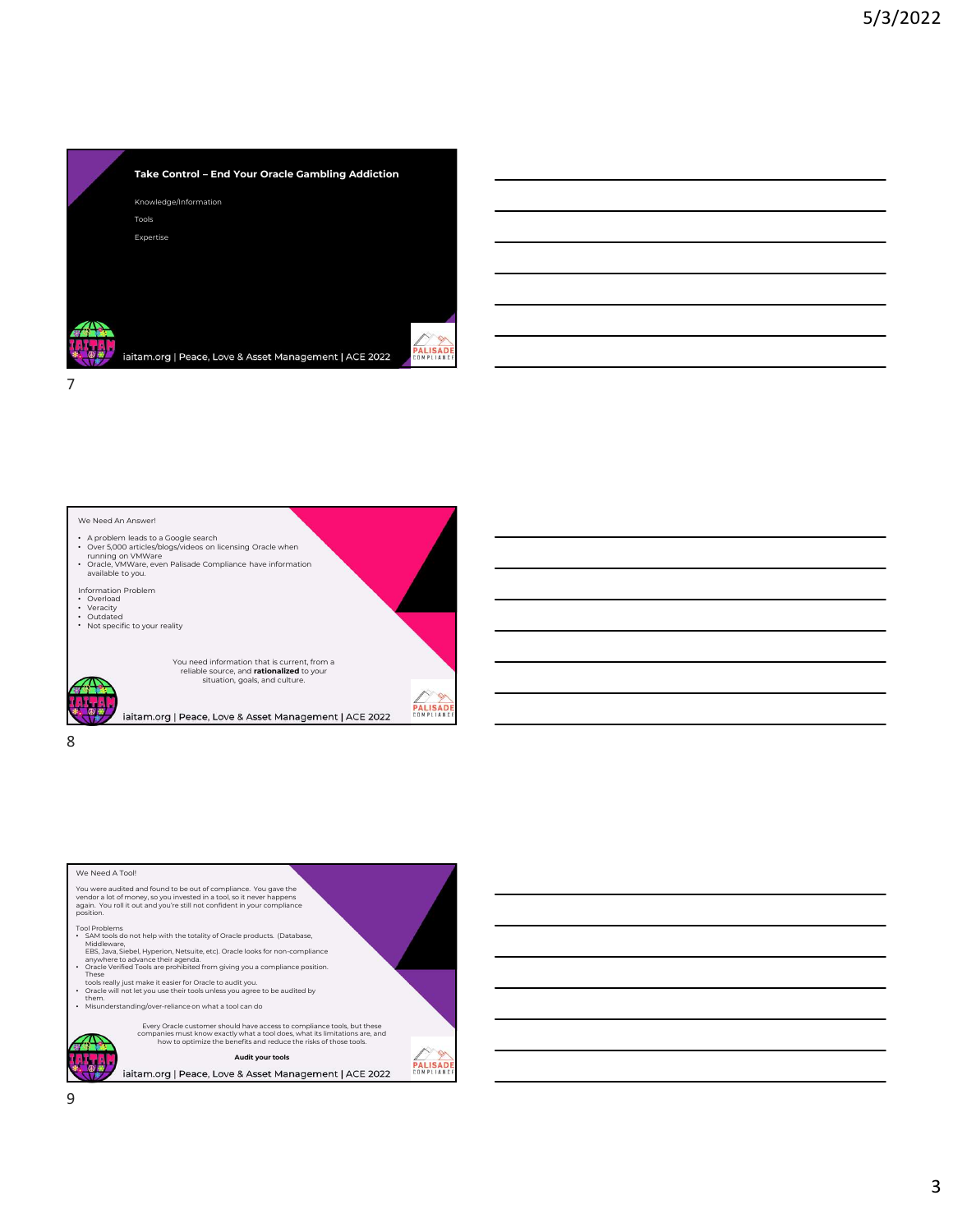## Take Control – End Your Oracle Gambling Addiction

Knowledge/Information

Tools

Expertise

iaitam.org | Peace, Love & Asset Management | ACE 2022

---

## We Need An Answer!

- A problem leads to a Google search
- Over 5,000 articles/blogs/videos on licensing Oracle when running on VMWare
- Oracle, VMWare, even Palisade Compliance have information available to you.

Information Problem

- Overload
- Veracity
- Outdated
- Not specific to your reality

You need information that is current, from a reliable source, and **rationalized** to your situation, goals, and culture.

iaitam.org | Peace, Love & Asset Management | ACE 2022

---

## We Need A Tool!

You were audited and found to be out of compliance. You gave the vendor a lot of money, so you invested in a tool, so it never happens again. You roll it out and you're still not confident in your compliance position.

Tool Problems

- SAM tools do not help with the totality of Oracle products. (Database, Middleware, EBS, Java, Siebel, Hyperion, Netsuite, etc). Oracle looks for non-compliance anywhere to advance their agenda.
- Oracle Verified Tools are prohibited from giving you a compliance position. These tools really just make it easier for Oracle to audit you.
- Oracle will not let you use their tools unless you agree to be audited by them.
- Misunderstanding/over-reliance on what a tool can do

Every Oracle customer should have access to compliance tools, but these companies must know exactly what a tool does, what its limitations are, and how to optimize the benefits and reduce the risks of those tools.

**Audit your tools**

iaitam.org | Peace, Love & Asset Management | ACE 2022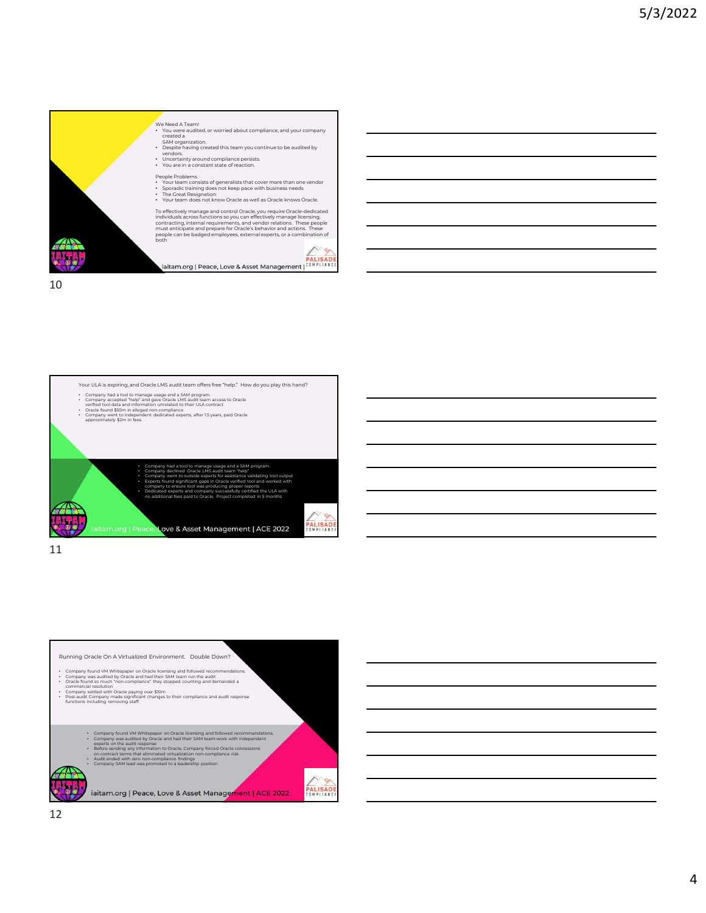We Need A Team!

- You were audited, or worried about compliance, and your company created a SAM organization.
- Despite having created this team you continue to be audited by vendors.
- Uncertainty around compliance persists.
- You are in a constant state of reaction.

People Problems

- Your team consists of generalists that cover more than one vendor
- Sporadic training does not keep pace with business needs
- The Great Resignation
- Your team does not know Oracle as well as Oracle knows Oracle.

To effectively manage and control Oracle, you require Oracle-dedicated individuals across functions so you can effectively manage licensing, contracting, internal requirements, and vendor relations. These people must anticipate and prepare for Oracle's behavior and actions. These people can be badged employees, external experts, or a combination of both

iaitam.org | Peace, Love & Asset Management | PALISADE COMPLIANCE

---

Your ULA is expiring, and Oracle LMS audit team offers free "help." How do you play this hand?

- Company had a tool to manage usage and a SAM program.
- Company accepted "help" and gave Oracle LMS audit team access to Oracle verified tool data and information unrelated to their ULA contract
- Oracle found $50m in alleged non-compliance
- Company went to independent dedicated experts, after 1.5 years, paid Oracle approximately $2m in fees.

- Company had a tool to manage usage and a SAM program.
- Company declined Oracle LMS audit team "help"
- Company went to outside experts for assistance validating tool output
- Experts found significant gaps in Oracle verified tool and worked with company to ensure tool was producing proper reports
- Dedicated experts and company successfully certified the ULA with no additional fees paid to Oracle. Project completed in 5 months

iaitam.org | Peace, Love & Asset Management | ACE 2022

PALISADE COMPLIANCE

---

Running Oracle On A Virtualized Environment. Double Down?

- Company found VM Whitepaper on Oracle licensing and followed recommendations.
- Company was audited by Oracle and had their SAM team run the audit
- Oracle found so much "non-compliance" they stopped counting and demanded a commercial resolution
- Company settled with Oracle paying over $10m
- Post-audit Company made significant changes to their compliance and audit response functions including removing staff.

- Company found VM Whitepaper on Oracle licensing and followed recommendations.
- Company was audited by Oracle and had their SAM team-work with independent experts on the audit response
- Before sending any information to Oracle, Company forced Oracle concessions on contract terms that eliminated virtualization non-compliance risk
- Audit ended with zero non-compliance findings
- Company SAM lead was promoted to a leadership position

iaitam.org | Peace, Love & Asset Management | ACE 2022

PALISADE COMPLIANCE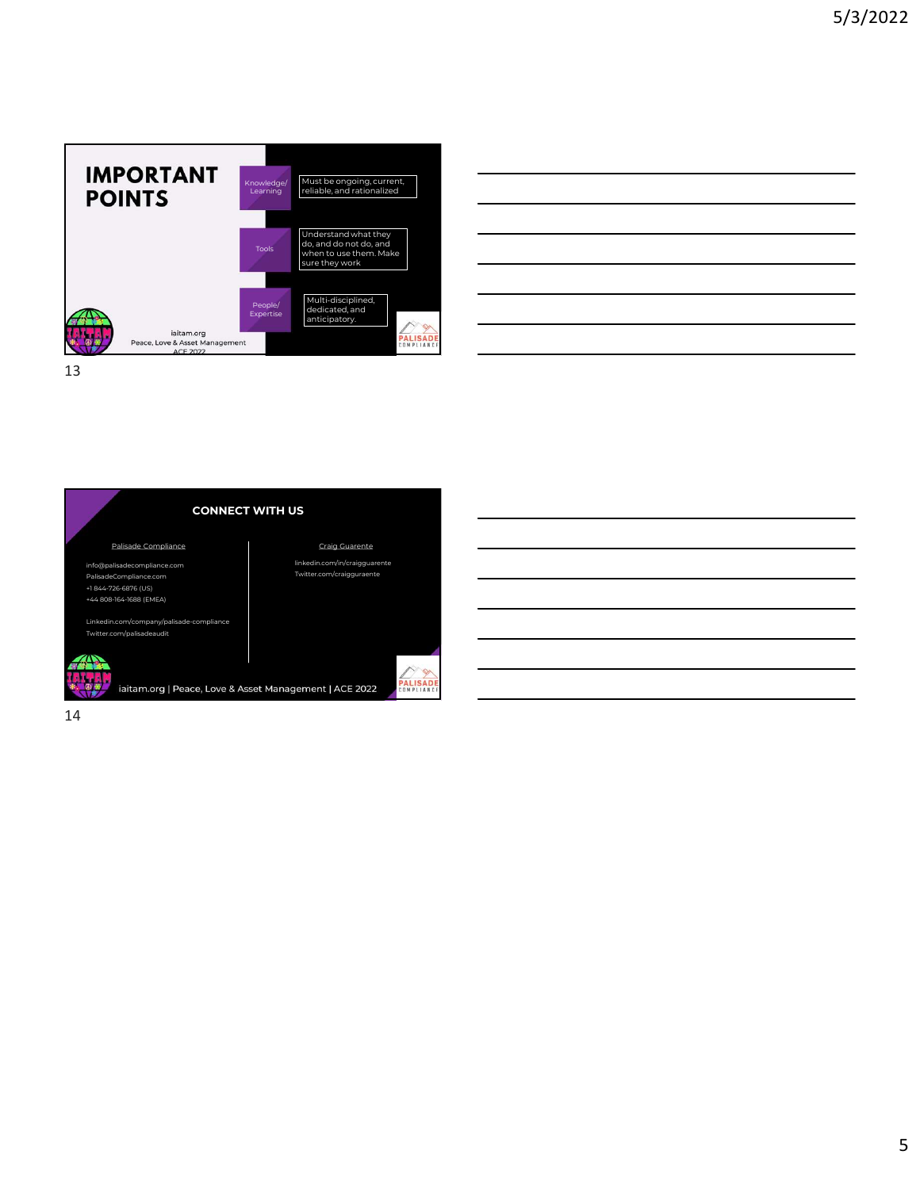## IMPORTANT POINTS

- **Knowledge/ Learning**: Must be ongoing, current, reliable, and rationalized
- **Tools**: Understand what they do, and do not do, and when to use them. Make sure they work
- **People/ Expertise**: Multi-disciplined, dedicated, and anticipatory.

iaitam.org
Peace, Love & Asset Management
ACE 2022

PALISADE COMPLIANCE

## CONNECT WITH US

**Palisade Compliance**

info@palisadecompliance.com
PalisadeCompliance.com
+1 844-726-6876 (US)
+44 808-164-1688 (EMEA)

Linkedin.com/company/palisade-compliance
Twitter.com/palisadeaudit

**Craig Guarente**

linkedin.com/in/craigguarente
Twitter.com/craigguraente

iaitam.org | Peace, Love & Asset Management | ACE 2022

PALISADE COMPLIANCE